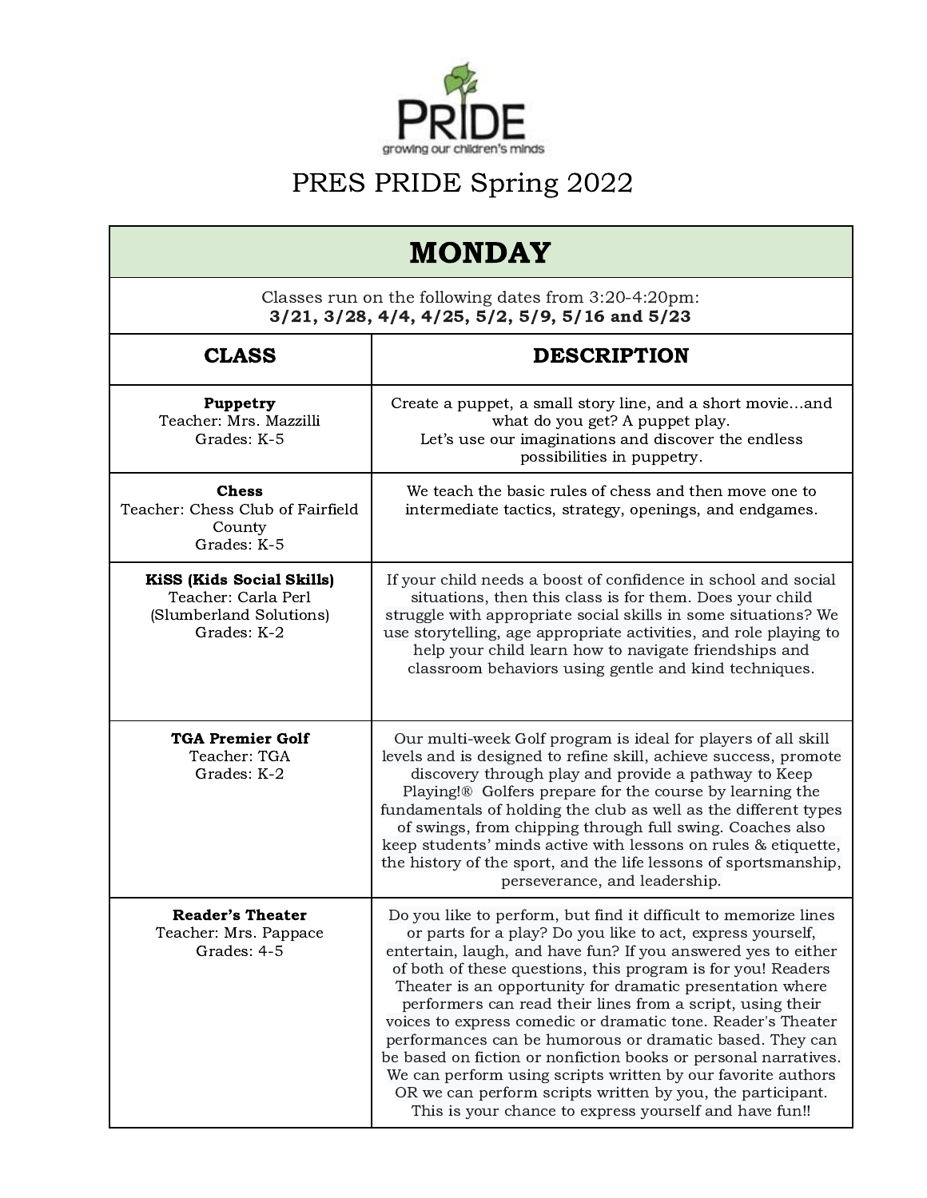PRIDE

growing our children's minds

# PRES PRIDE Spring 2022

## MONDAY

Classes run on the following dates from 3:20-4:20pm:
**3/21, 3/28, 4/4, 4/25, 5/2, 5/9, 5/16 and 5/23**

| CLASS | DESCRIPTION |
| --- | --- |
| **Puppetry**<br>Teacher: Mrs. Mazzilli<br>Grades: K-5 | Create a puppet, a small story line, and a short movie…and what do you get? A puppet play.<br>Let's use our imaginations and discover the endless possibilities in puppetry. |
| **Chess**<br>Teacher: Chess Club of Fairfield County<br>Grades: K-5 | We teach the basic rules of chess and then move one to intermediate tactics, strategy, openings, and endgames. |
| **KiSS (Kids Social Skills)**<br>Teacher: Carla Perl (Slumberland Solutions)<br>Grades: K-2 | If your child needs a boost of confidence in school and social situations, then this class is for them. Does your child struggle with appropriate social skills in some situations? We use storytelling, age appropriate activities, and role playing to help your child learn how to navigate friendships and classroom behaviors using gentle and kind techniques. |
| **TGA Premier Golf**<br>Teacher: TGA<br>Grades: K-2 | Our multi-week Golf program is ideal for players of all skill levels and is designed to refine skill, achieve success, promote discovery through play and provide a pathway to Keep Playing!® Golfers prepare for the course by learning the fundamentals of holding the club as well as the different types of swings, from chipping through full swing. Coaches also keep students' minds active with lessons on rules & etiquette, the history of the sport, and the life lessons of sportsmanship, perseverance, and leadership. |
| **Reader's Theater**<br>Teacher: Mrs. Pappace<br>Grades: 4-5 | Do you like to perform, but find it difficult to memorize lines or parts for a play? Do you like to act, express yourself, entertain, laugh, and have fun? If you answered yes to either of both of these questions, this program is for you! Readers Theater is an opportunity for dramatic presentation where performers can read their lines from a script, using their voices to express comedic or dramatic tone. Reader's Theater performances can be humorous or dramatic based. They can be based on fiction or nonfiction books or personal narratives. We can perform using scripts written by our favorite authors OR we can perform scripts written by you, the participant. This is your chance to express yourself and have fun!! |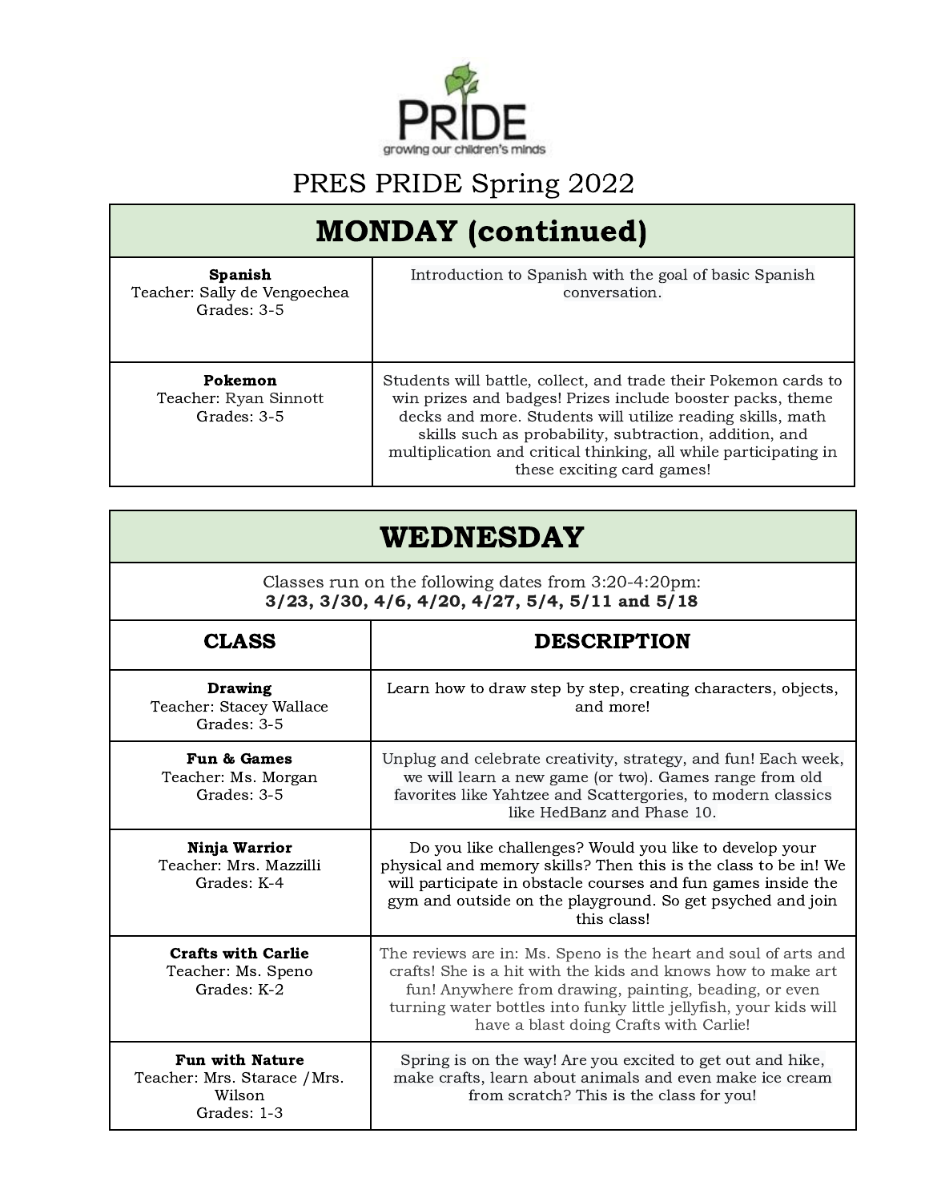PRIDE

growing our children's minds

# PRES PRIDE Spring 2022

## MONDAY (continued)

| | |
|---|---|
| **Spanish**<br>Teacher: Sally de Vengoechea<br>Grades: 3-5 | Introduction to Spanish with the goal of basic Spanish conversation. |
| **Pokemon**<br>Teacher: Ryan Sinnott<br>Grades: 3-5 | Students will battle, collect, and trade their Pokemon cards to win prizes and badges! Prizes include booster packs, theme decks and more. Students will utilize reading skills, math skills such as probability, subtraction, addition, and multiplication and critical thinking, all while participating in these exciting card games! |

## WEDNESDAY

Classes run on the following dates from 3:20-4:20pm:
**3/23, 3/30, 4/6, 4/20, 4/27, 5/4, 5/11 and 5/18**

| CLASS | DESCRIPTION |
|---|---|
| **Drawing**<br>Teacher: Stacey Wallace<br>Grades: 3-5 | Learn how to draw step by step, creating characters, objects, and more! |
| **Fun & Games**<br>Teacher: Ms. Morgan<br>Grades: 3-5 | Unplug and celebrate creativity, strategy, and fun! Each week, we will learn a new game (or two). Games range from old favorites like Yahtzee and Scattergories, to modern classics like HedBanz and Phase 10. |
| **Ninja Warrior**<br>Teacher: Mrs. Mazzilli<br>Grades: K-4 | Do you like challenges? Would you like to develop your physical and memory skills? Then this is the class to be in! We will participate in obstacle courses and fun games inside the gym and outside on the playground. So get psyched and join this class! |
| **Crafts with Carlie**<br>Teacher: Ms. Speno<br>Grades: K-2 | The reviews are in: Ms. Speno is the heart and soul of arts and crafts! She is a hit with the kids and knows how to make art fun! Anywhere from drawing, painting, beading, or even turning water bottles into funky little jellyfish, your kids will have a blast doing Crafts with Carlie! |
| **Fun with Nature**<br>Teacher: Mrs. Starace /Mrs. Wilson<br>Grades: 1-3 | Spring is on the way! Are you excited to get out and hike, make crafts, learn about animals and even make ice cream from scratch? This is the class for you! |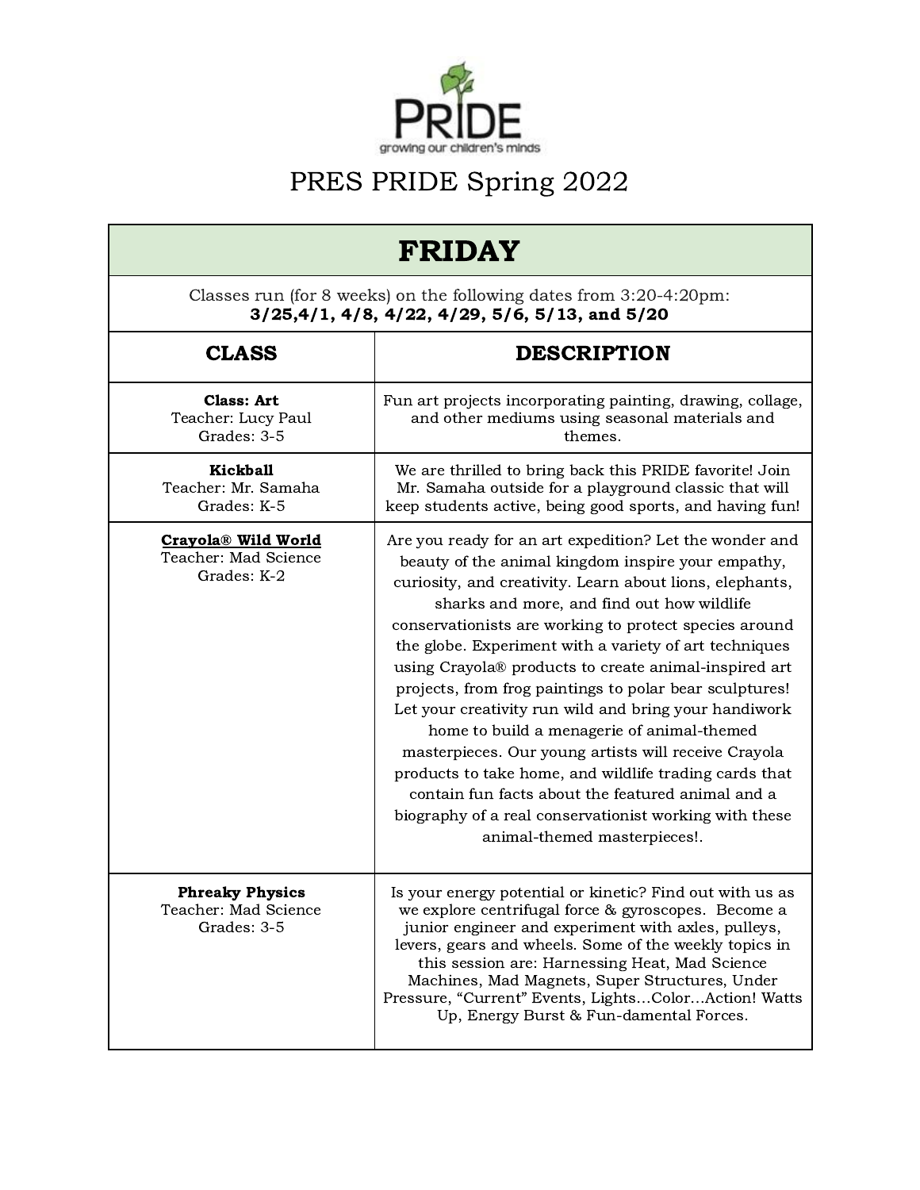PRIDE

growing our children's minds

# PRES PRIDE Spring 2022

| FRIDAY | |
|---|---|
| Classes run (for 8 weeks) on the following dates from 3:20-4:20pm: **3/25,4/1, 4/8, 4/22, 4/29, 5/6, 5/13, and 5/20** | |
| **CLASS** | **DESCRIPTION** |
| **Class: Art**<br>Teacher: Lucy Paul<br>Grades: 3-5 | Fun art projects incorporating painting, drawing, collage, and other mediums using seasonal materials and themes. |
| **Kickball**<br>Teacher: Mr. Samaha<br>Grades: K-5 | We are thrilled to bring back this PRIDE favorite! Join Mr. Samaha outside for a playground classic that will keep students active, being good sports, and having fun! |
| **Crayola® Wild World**<br>Teacher: Mad Science<br>Grades: K-2 | Are you ready for an art expedition? Let the wonder and beauty of the animal kingdom inspire your empathy, curiosity, and creativity. Learn about lions, elephants, sharks and more, and find out how wildlife conservationists are working to protect species around the globe. Experiment with a variety of art techniques using Crayola® products to create animal-inspired art projects, from frog paintings to polar bear sculptures! Let your creativity run wild and bring your handiwork home to build a menagerie of animal-themed masterpieces. Our young artists will receive Crayola products to take home, and wildlife trading cards that contain fun facts about the featured animal and a biography of a real conservationist working with these animal-themed masterpieces!. |
| **Phreaky Physics**<br>Teacher: Mad Science<br>Grades: 3-5 | Is your energy potential or kinetic? Find out with us as we explore centrifugal force & gyroscopes. Become a junior engineer and experiment with axles, pulleys, levers, gears and wheels. Some of the weekly topics in this session are: Harnessing Heat, Mad Science Machines, Mad Magnets, Super Structures, Under Pressure, “Current” Events, Lights…Color…Action! Watts Up, Energy Burst & Fun-damental Forces. |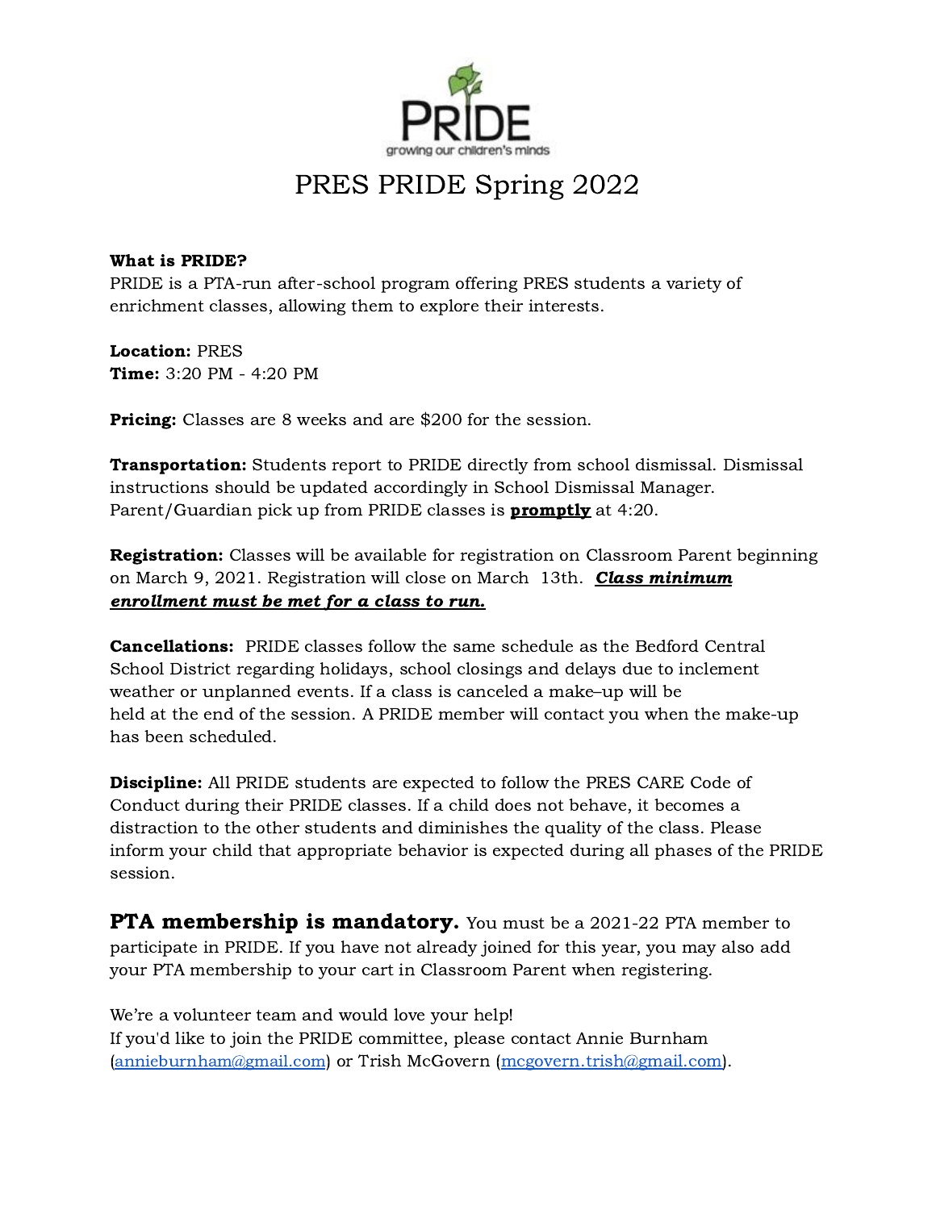PRIDE

growing our children's minds

# PRES PRIDE Spring 2022

**What is PRIDE?**
PRIDE is a PTA-run after-school program offering PRES students a variety of enrichment classes, allowing them to explore their interests.

**Location:** PRES
**Time:** 3:20 PM - 4:20 PM

**Pricing:** Classes are 8 weeks and are $200 for the session.

**Transportation:** Students report to PRIDE directly from school dismissal. Dismissal instructions should be updated accordingly in School Dismissal Manager. Parent/Guardian pick up from PRIDE classes is **promptly** at 4:20.

**Registration:** Classes will be available for registration on Classroom Parent beginning on March 9, 2021. Registration will close on March 13th. ***Class minimum enrollment must be met for a class to run.***

**Cancellations:** PRIDE classes follow the same schedule as the Bedford Central School District regarding holidays, school closings and delays due to inclement weather or unplanned events. If a class is canceled a make–up will be held at the end of the session. A PRIDE member will contact you when the make-up has been scheduled.

**Discipline:** All PRIDE students are expected to follow the PRES CARE Code of Conduct during their PRIDE classes. If a child does not behave, it becomes a distraction to the other students and diminishes the quality of the class. Please inform your child that appropriate behavior is expected during all phases of the PRIDE session.

**PTA membership is mandatory.** You must be a 2021-22 PTA member to participate in PRIDE. If you have not already joined for this year, you may also add your PTA membership to your cart in Classroom Parent when registering.

We're a volunteer team and would love your help!
If you'd like to join the PRIDE committee, please contact Annie Burnham (annieburnham@gmail.com) or Trish McGovern (mcgovern.trish@gmail.com).